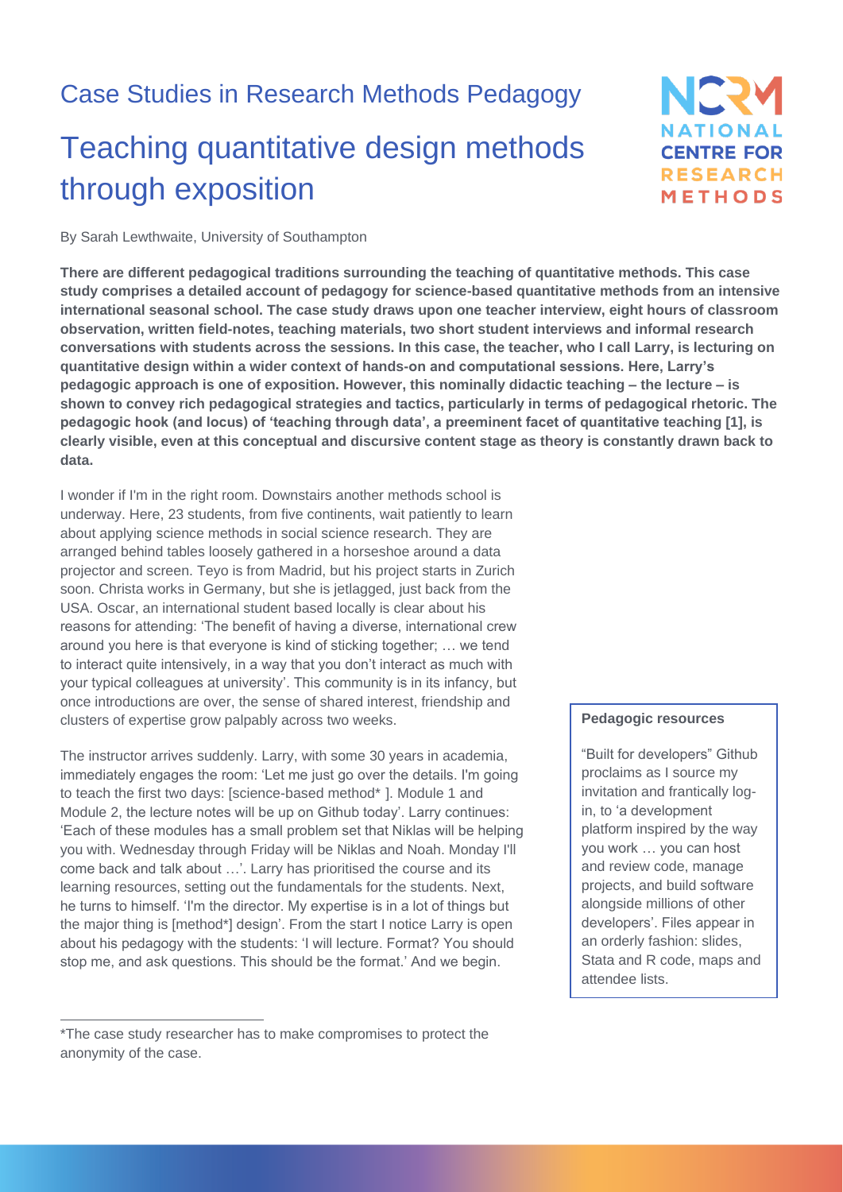Case Studies in Research Methods Pedagogy

# Teaching quantitative design methods through exposition

By Sarah Lewthwaite, University of Southampton

**There are different pedagogical traditions surrounding the teaching of quantitative methods. This case study comprises a detailed account of pedagogy for science-based quantitative methods from an intensive international seasonal school. The case study draws upon one teacher interview, eight hours of classroom observation, written field-notes, teaching materials, two short student interviews and informal research conversations with students across the sessions. In this case, the teacher, who I call Larry, is lecturing on quantitative design within a wider context of hands-on and computational sessions. Here, Larry's pedagogic approach is one of exposition. However, this nominally didactic teaching – the lecture – is shown to convey rich pedagogical strategies and tactics, particularly in terms of pedagogical rhetoric. The pedagogic hook (and locus) of 'teaching through data', a preeminent facet of quantitative teaching [1], is clearly visible, even at this conceptual and discursive content stage as theory is constantly drawn back to data.**

I wonder if I'm in the right room. Downstairs another methods school is underway. Here, 23 students, from five continents, wait patiently to learn about applying science methods in social science research. They are arranged behind tables loosely gathered in a horseshoe around a data projector and screen. Teyo is from Madrid, but his project starts in Zurich soon. Christa works in Germany, but she is jetlagged, just back from the USA. Oscar, an international student based locally is clear about his reasons for attending: 'The benefit of having a diverse, international crew around you here is that everyone is kind of sticking together; … we tend to interact quite intensively, in a way that you don't interact as much with your typical colleagues at university'. This community is in its infancy, but once introductions are over, the sense of shared interest, friendship and clusters of expertise grow palpably across two weeks.

The instructor arrives suddenly. Larry, with some 30 years in academia, immediately engages the room: 'Let me just go over the details. I'm going to teach the first two days: [science-based method* ]. Module 1 and Module 2, the lecture notes will be up on Github today'. Larry continues: 'Each of these modules has a small problem set that Niklas will be helping you with. Wednesday through Friday will be Niklas and Noah. Monday I'll come back and talk about …'. Larry has prioritised the course and its learning resources, setting out the fundamentals for the students. Next, he turns to himself. 'I'm the director. My expertise is in a lot of things but the major thing is [method*] design'. From the start I notice Larry is open about his pedagogy with the students: 'I will lecture. Format? You should stop me, and ask questions. This should be the format.' And we begin.

> **Pedagogic resources**
>
> "Built for developers" Github proclaims as I source my invitation and frantically log-in, to 'a development platform inspired by the way you work … you can host and review code, manage projects, and build software alongside millions of other developers'. Files appear in an orderly fashion: slides, Stata and R code, maps and attendee lists.

---

*The case study researcher has to make compromises to protect the anonymity of the case.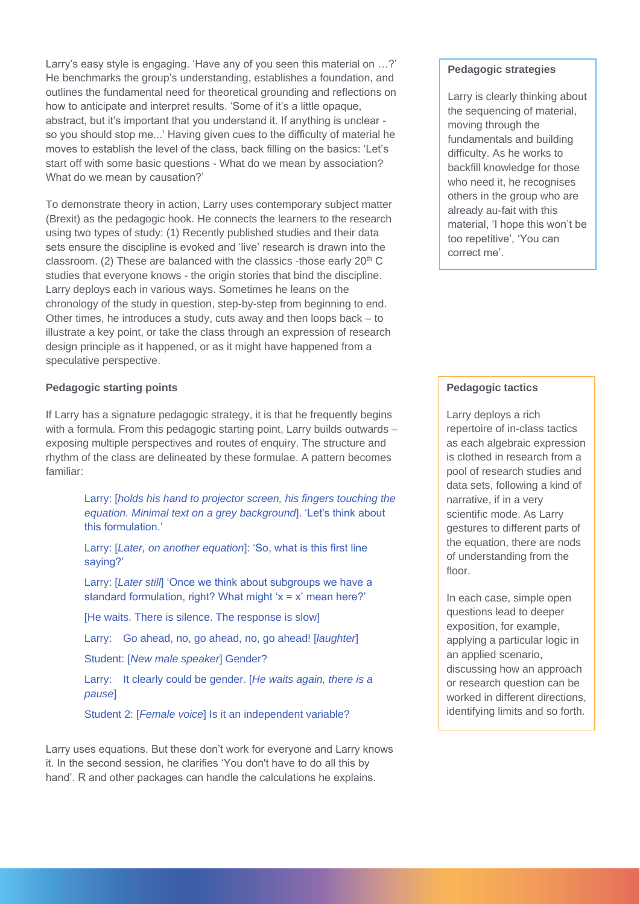Larry's easy style is engaging. 'Have any of you seen this material on …?' He benchmarks the group's understanding, establishes a foundation, and outlines the fundamental need for theoretical grounding and reflections on how to anticipate and interpret results. 'Some of it's a little opaque, abstract, but it's important that you understand it. If anything is unclear - so you should stop me...' Having given cues to the difficulty of material he moves to establish the level of the class, back filling on the basics: 'Let's start off with some basic questions - What do we mean by association? What do we mean by causation?'

To demonstrate theory in action, Larry uses contemporary subject matter (Brexit) as the pedagogic hook. He connects the learners to the research using two types of study: (1) Recently published studies and their data sets ensure the discipline is evoked and 'live' research is drawn into the classroom. (2) These are balanced with the classics -those early 20th C studies that everyone knows - the origin stories that bind the discipline. Larry deploys each in various ways. Sometimes he leans on the chronology of the study in question, step-by-step from beginning to end. Other times, he introduces a study, cuts away and then loops back – to illustrate a key point, or take the class through an expression of research design principle as it happened, or as it might have happened from a speculative perspective.

**Pedagogic strategies**

Larry is clearly thinking about the sequencing of material, moving through the fundamentals and building difficulty. As he works to backfill knowledge for those who need it, he recognises others in the group who are already au-fait with this material, 'I hope this won't be too repetitive', 'You can correct me'.

### Pedagogic starting points

If Larry has a signature pedagogic strategy, it is that he frequently begins with a formula. From this pedagogic starting point, Larry builds outwards – exposing multiple perspectives and routes of enquiry. The structure and rhythm of the class are delineated by these formulae. A pattern becomes familiar:

> Larry: [*holds his hand to projector screen, his fingers touching the equation. Minimal text on a grey background*]. 'Let's think about this formulation.'
>
> Larry: [*Later, on another equation*]: 'So, what is this first line saying?'
>
> Larry: [*Later still*] 'Once we think about subgroups we have a standard formulation, right? What might 'x = x' mean here?'
>
> [He waits. There is silence. The response is slow]
>
> Larry: Go ahead, no, go ahead, no, go ahead! [*laughter*]
>
> Student: [*New male speaker*] Gender?
>
> Larry: It clearly could be gender. [*He waits again, there is a pause*]
>
> Student 2: [*Female voice*] Is it an independent variable?

Larry uses equations. But these don't work for everyone and Larry knows it. In the second session, he clarifies 'You don't have to do all this by hand'. R and other packages can handle the calculations he explains.

**Pedagogic tactics**

Larry deploys a rich repertoire of in-class tactics as each algebraic expression is clothed in research from a pool of research studies and data sets, following a kind of narrative, if in a very scientific mode. As Larry gestures to different parts of the equation, there are nods of understanding from the floor.

In each case, simple open questions lead to deeper exposition, for example, applying a particular logic in an applied scenario, discussing how an approach or research question can be worked in different directions, identifying limits and so forth.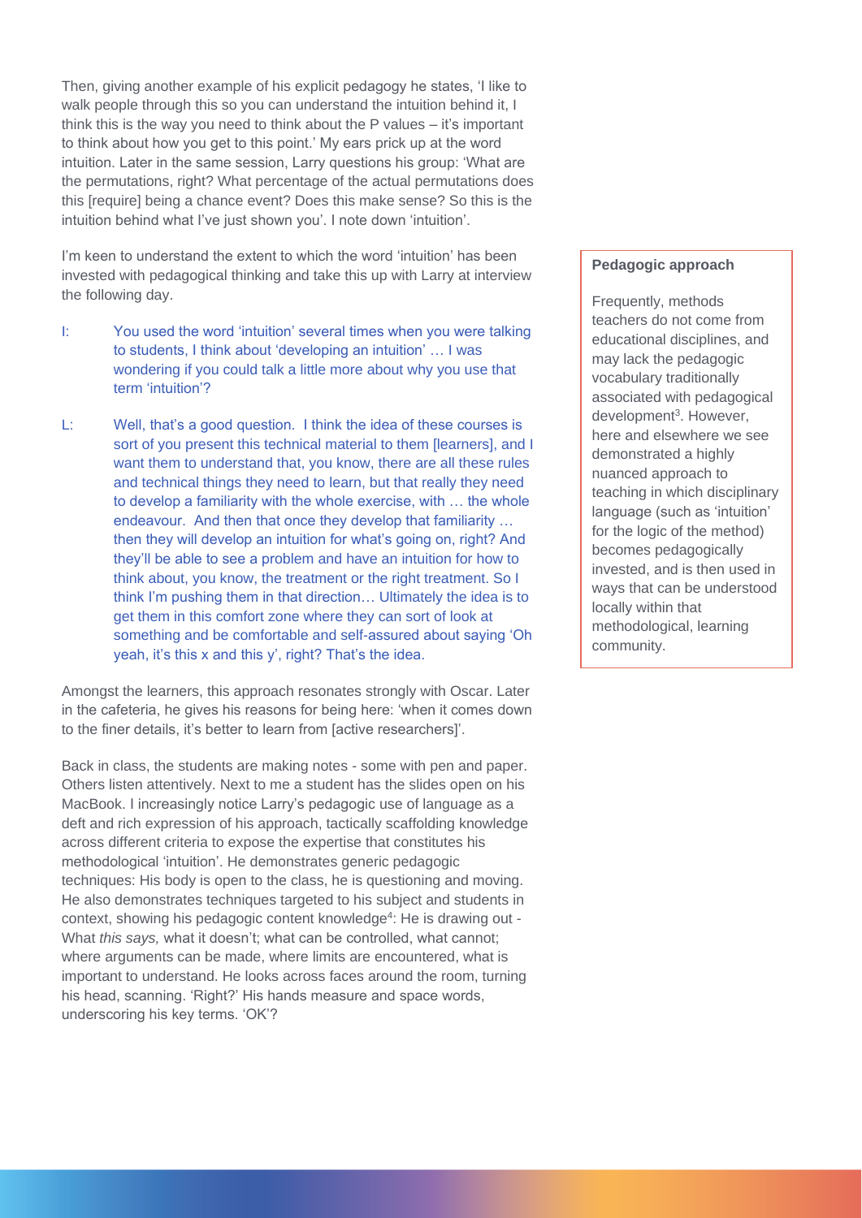Then, giving another example of his explicit pedagogy he states, 'I like to walk people through this so you can understand the intuition behind it, I think this is the way you need to think about the P values – it's important to think about how you get to this point.' My ears prick up at the word intuition. Later in the same session, Larry questions his group: 'What are the permutations, right? What percentage of the actual permutations does this [require] being a chance event? Does this make sense? So this is the intuition behind what I've just shown you'. I note down 'intuition'.

I'm keen to understand the extent to which the word 'intuition' has been invested with pedagogical thinking and take this up with Larry at interview the following day.

I: You used the word 'intuition' several times when you were talking to students, I think about 'developing an intuition' … I was wondering if you could talk a little more about why you use that term 'intuition'?

L: Well, that's a good question. I think the idea of these courses is sort of you present this technical material to them [learners], and I want them to understand that, you know, there are all these rules and technical things they need to learn, but that really they need to develop a familiarity with the whole exercise, with … the whole endeavour. And then that once they develop that familiarity … then they will develop an intuition for what's going on, right? And they'll be able to see a problem and have an intuition for how to think about, you know, the treatment or the right treatment. So I think I'm pushing them in that direction… Ultimately the idea is to get them in this comfort zone where they can sort of look at something and be comfortable and self-assured about saying 'Oh yeah, it's this x and this y', right? That's the idea.

Amongst the learners, this approach resonates strongly with Oscar. Later in the cafeteria, he gives his reasons for being here: 'when it comes down to the finer details, it's better to learn from [active researchers]'.

Back in class, the students are making notes - some with pen and paper. Others listen attentively. Next to me a student has the slides open on his MacBook. I increasingly notice Larry's pedagogic use of language as a deft and rich expression of his approach, tactically scaffolding knowledge across different criteria to expose the expertise that constitutes his methodological 'intuition'. He demonstrates generic pedagogic techniques: His body is open to the class, he is questioning and moving. He also demonstrates techniques targeted to his subject and students in context, showing his pedagogic content knowledge[4]: He is drawing out - What *this says,* what it doesn't; what can be controlled, what cannot; where arguments can be made, where limits are encountered, what is important to understand. He looks across faces around the room, turning his head, scanning. 'Right?' His hands measure and space words, underscoring his key terms. 'OK'?

**Pedagogic approach**

Frequently, methods teachers do not come from educational disciplines, and may lack the pedagogic vocabulary traditionally associated with pedagogical development[3]. However, here and elsewhere we see demonstrated a highly nuanced approach to teaching in which disciplinary language (such as 'intuition' for the logic of the method) becomes pedagogically invested, and is then used in ways that can be understood locally within that methodological, learning community.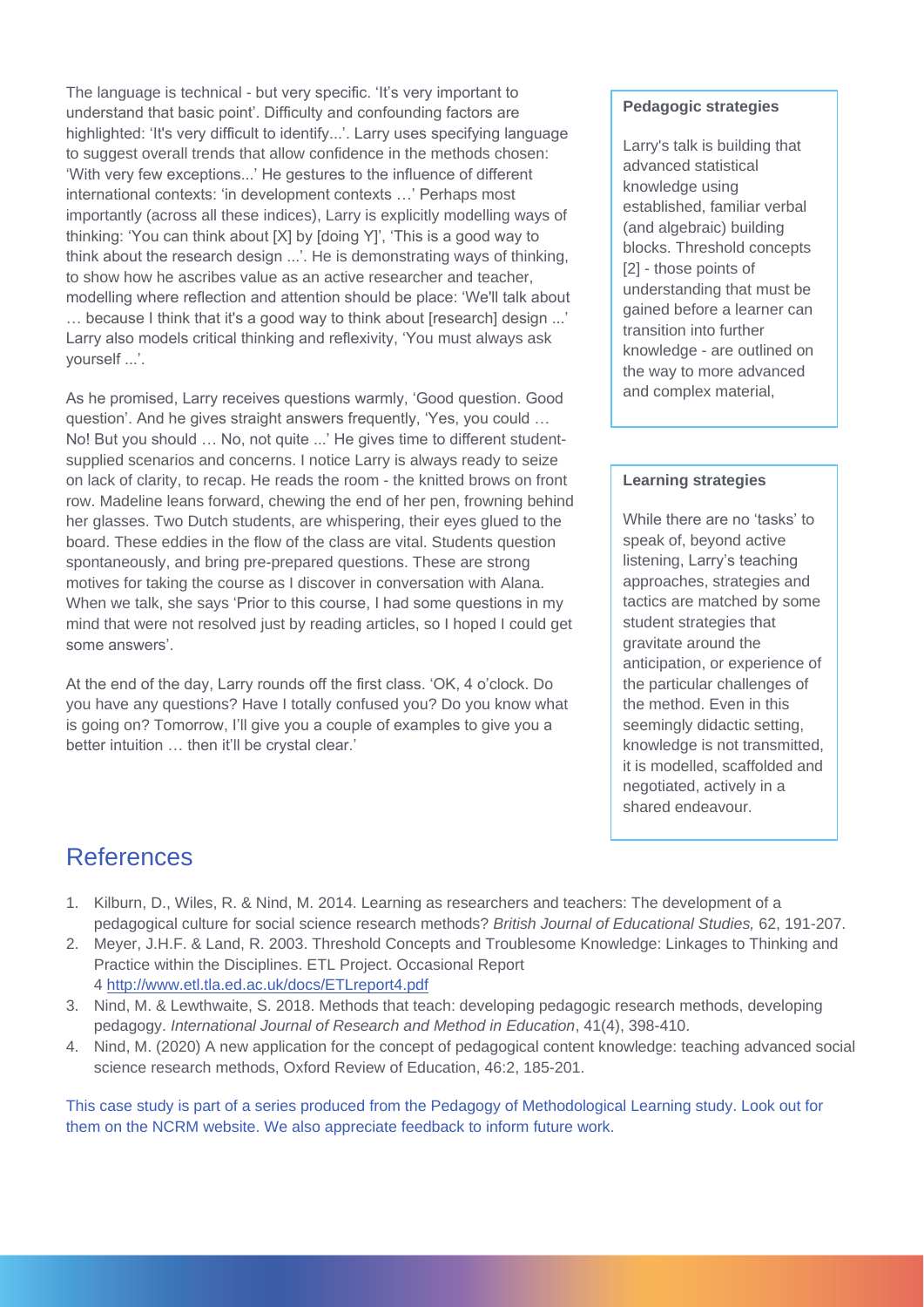The language is technical - but very specific. 'It's very important to understand that basic point'. Difficulty and confounding factors are highlighted: 'It's very difficult to identify...'. Larry uses specifying language to suggest overall trends that allow confidence in the methods chosen: 'With very few exceptions...' He gestures to the influence of different international contexts: 'in development contexts …' Perhaps most importantly (across all these indices), Larry is explicitly modelling ways of thinking: 'You can think about [X] by [doing Y]', 'This is a good way to think about the research design ...'. He is demonstrating ways of thinking, to show how he ascribes value as an active researcher and teacher, modelling where reflection and attention should be place: 'We'll talk about … because I think that it's a good way to think about [research] design ...' Larry also models critical thinking and reflexivity, 'You must always ask yourself ...'.

As he promised, Larry receives questions warmly, 'Good question. Good question'. And he gives straight answers frequently, 'Yes, you could … No! But you should … No, not quite ...' He gives time to different student-supplied scenarios and concerns. I notice Larry is always ready to seize on lack of clarity, to recap. He reads the room - the knitted brows on front row. Madeline leans forward, chewing the end of her pen, frowning behind her glasses. Two Dutch students, are whispering, their eyes glued to the board. These eddies in the flow of the class are vital. Students question spontaneously, and bring pre-prepared questions. These are strong motives for taking the course as I discover in conversation with Alana. When we talk, she says 'Prior to this course, I had some questions in my mind that were not resolved just by reading articles, so I hoped I could get some answers'.

At the end of the day, Larry rounds off the first class. 'OK, 4 o'clock. Do you have any questions? Have I totally confused you? Do you know what is going on? Tomorrow, I'll give you a couple of examples to give you a better intuition … then it'll be crystal clear.'

**Pedagogic strategies**

Larry's talk is building that advanced statistical knowledge using established, familiar verbal (and algebraic) building blocks. Threshold concepts [2] - those points of understanding that must be gained before a learner can transition into further knowledge - are outlined on the way to more advanced and complex material,

**Learning strategies**

While there are no 'tasks' to speak of, beyond active listening, Larry's teaching approaches, strategies and tactics are matched by some student strategies that gravitate around the anticipation, or experience of the particular challenges of the method. Even in this seemingly didactic setting, knowledge is not transmitted, it is modelled, scaffolded and negotiated, actively in a shared endeavour.

## References

1. Kilburn, D., Wiles, R. & Nind, M. 2014. Learning as researchers and teachers: The development of a pedagogical culture for social science research methods? *British Journal of Educational Studies,* 62, 191-207.
2. Meyer, J.H.F. & Land, R. 2003. Threshold Concepts and Troublesome Knowledge: Linkages to Thinking and Practice within the Disciplines. ETL Project. Occasional Report 4 http://www.etl.tla.ed.ac.uk/docs/ETLreport4.pdf
3. Nind, M. & Lewthwaite, S. 2018. Methods that teach: developing pedagogic research methods, developing pedagogy. *International Journal of Research and Method in Education*, 41(4), 398-410.
4. Nind, M. (2020) A new application for the concept of pedagogical content knowledge: teaching advanced social science research methods, Oxford Review of Education, 46:2, 185-201.

This case study is part of a series produced from the Pedagogy of Methodological Learning study. Look out for them on the NCRM website. We also appreciate feedback to inform future work.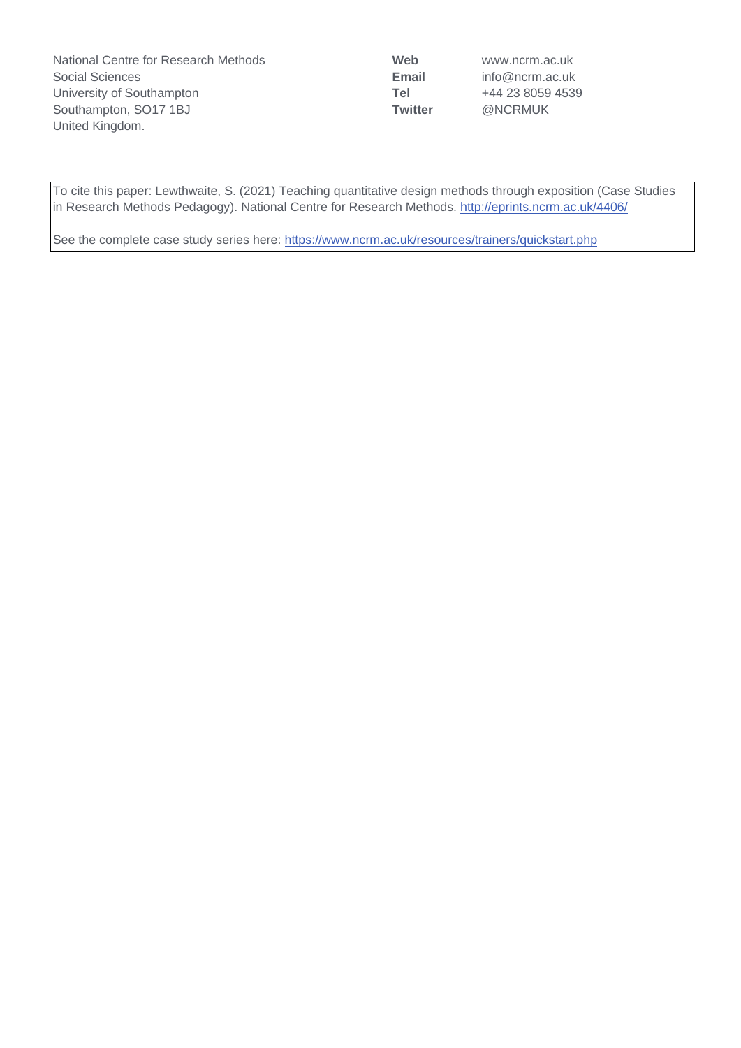National Centre for Research Methods
Social Sciences
University of Southampton
Southampton, SO17 1BJ
United Kingdom.

**Web** www.ncrm.ac.uk
**Email** info@ncrm.ac.uk
**Tel** +44 23 8059 4539
**Twitter** @NCRMUK

To cite this paper: Lewthwaite, S. (2021) Teaching quantitative design methods through exposition (Case Studies in Research Methods Pedagogy). National Centre for Research Methods. http://eprints.ncrm.ac.uk/4406/

See the complete case study series here: https://www.ncrm.ac.uk/resources/trainers/quickstart.php